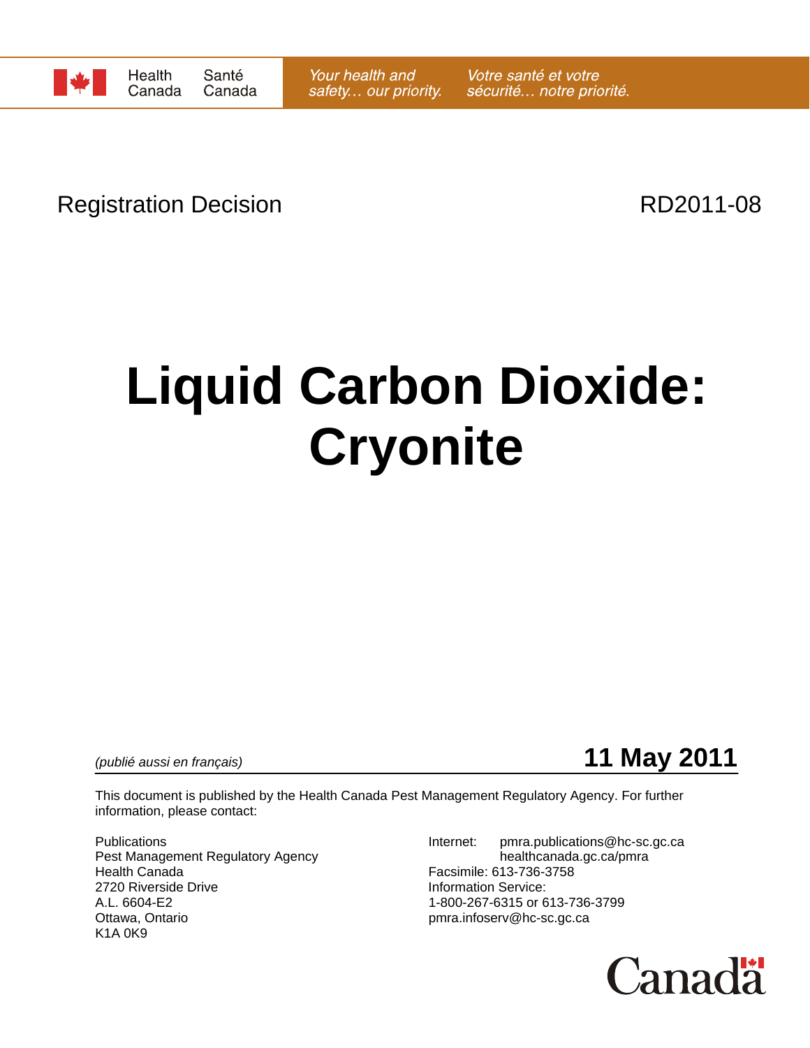Health Canada | Santé Canada

*Your health and safety… our priority.* | *Votre santé et votre sécurité… notre priorité.*

Registration Decision RD2011-08

# Liquid Carbon Dioxide: Cryonite

*(publié aussi en français)*

**11 May 2011**

This document is published by the Health Canada Pest Management Regulatory Agency. For further information, please contact:

Publications
Pest Management Regulatory Agency
Health Canada
2720 Riverside Drive
A.L. 6604-E2
Ottawa, Ontario
K1A 0K9

Internet: pmra.publications@hc-sc.gc.ca
healthcanada.gc.ca/pmra
Facsimile: 613-736-3758
Information Service:
1-800-267-6315 or 613-736-3799
pmra.infoserv@hc-sc.gc.ca

Canada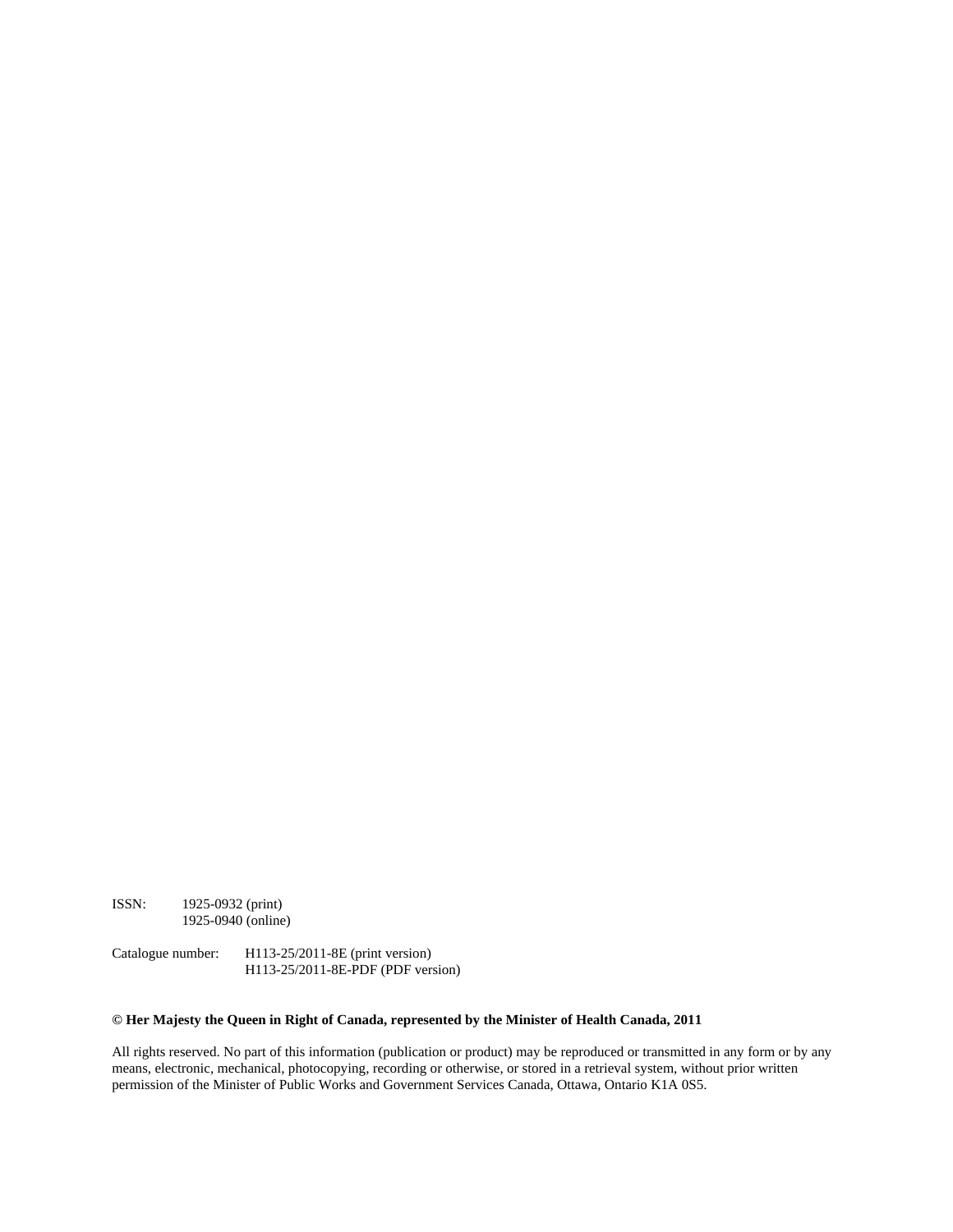ISSN: 1925-0932 (print)
1925-0940 (online)

Catalogue number: H113-25/2011-8E (print version)
H113-25/2011-8E-PDF (PDF version)

**© Her Majesty the Queen in Right of Canada, represented by the Minister of Health Canada, 2011**

All rights reserved. No part of this information (publication or product) may be reproduced or transmitted in any form or by any means, electronic, mechanical, photocopying, recording or otherwise, or stored in a retrieval system, without prior written permission of the Minister of Public Works and Government Services Canada, Ottawa, Ontario K1A 0S5.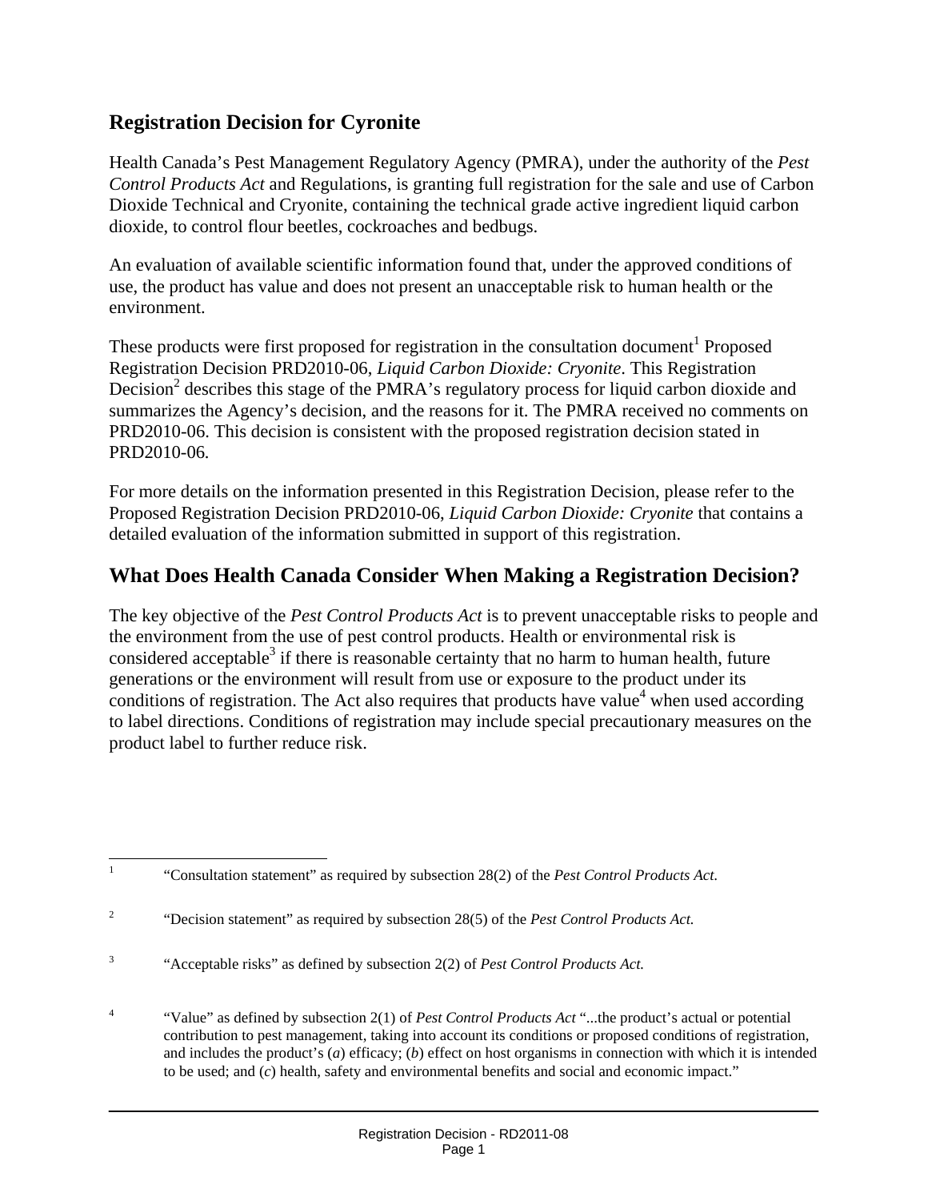## Registration Decision for Cyronite

Health Canada's Pest Management Regulatory Agency (PMRA), under the authority of the *Pest Control Products Act* and Regulations, is granting full registration for the sale and use of Carbon Dioxide Technical and Cyronite, containing the technical grade active ingredient liquid carbon dioxide, to control flour beetles, cockroaches and bedbugs.

An evaluation of available scientific information found that, under the approved conditions of use, the product has value and does not present an unacceptable risk to human health or the environment.

These products were first proposed for registration in the consultation document[1] Proposed Registration Decision PRD2010-06, *Liquid Carbon Dioxide: Cryonite*. This Registration Decision[2] describes this stage of the PMRA's regulatory process for liquid carbon dioxide and summarizes the Agency's decision, and the reasons for it. The PMRA received no comments on PRD2010-06. This decision is consistent with the proposed registration decision stated in PRD2010-06.

For more details on the information presented in this Registration Decision, please refer to the Proposed Registration Decision PRD2010-06, *Liquid Carbon Dioxide: Cryonite* that contains a detailed evaluation of the information submitted in support of this registration.

## What Does Health Canada Consider When Making a Registration Decision?

The key objective of the *Pest Control Products Act* is to prevent unacceptable risks to people and the environment from the use of pest control products. Health or environmental risk is considered acceptable[3] if there is reasonable certainty that no harm to human health, future generations or the environment will result from use or exposure to the product under its conditions of registration. The Act also requires that products have value[4] when used according to label directions. Conditions of registration may include special precautionary measures on the product label to further reduce risk.

---

[1] "Consultation statement" as required by subsection 28(2) of the *Pest Control Products Act*.

[2] "Decision statement" as required by subsection 28(5) of the *Pest Control Products Act*.

[3] "Acceptable risks" as defined by subsection 2(2) of *Pest Control Products Act*.

[4] "Value" as defined by subsection 2(1) of *Pest Control Products Act* "...the product's actual or potential contribution to pest management, taking into account its conditions or proposed conditions of registration, and includes the product's (*a*) efficacy; (*b*) effect on host organisms in connection with which it is intended to be used; and (*c*) health, safety and environmental benefits and social and economic impact."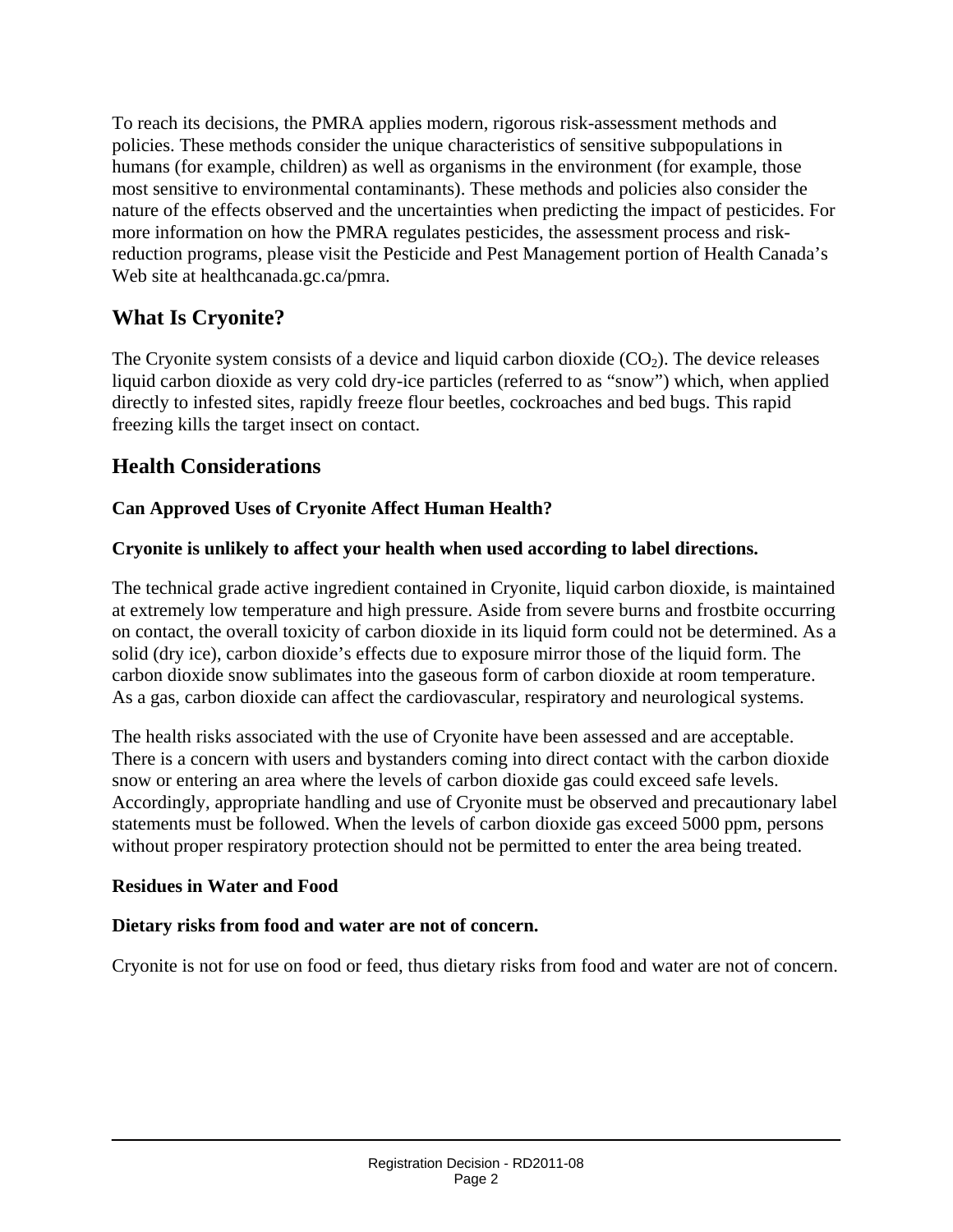To reach its decisions, the PMRA applies modern, rigorous risk-assessment methods and policies. These methods consider the unique characteristics of sensitive subpopulations in humans (for example, children) as well as organisms in the environment (for example, those most sensitive to environmental contaminants). These methods and policies also consider the nature of the effects observed and the uncertainties when predicting the impact of pesticides. For more information on how the PMRA regulates pesticides, the assessment process and risk-reduction programs, please visit the Pesticide and Pest Management portion of Health Canada's Web site at healthcanada.gc.ca/pmra.

## What Is Cryonite?

The Cryonite system consists of a device and liquid carbon dioxide ($CO_2$). The device releases liquid carbon dioxide as very cold dry-ice particles (referred to as "snow") which, when applied directly to infested sites, rapidly freeze flour beetles, cockroaches and bed bugs. This rapid freezing kills the target insect on contact.

## Health Considerations

### Can Approved Uses of Cryonite Affect Human Health?

**Cryonite is unlikely to affect your health when used according to label directions.**

The technical grade active ingredient contained in Cryonite, liquid carbon dioxide, is maintained at extremely low temperature and high pressure. Aside from severe burns and frostbite occurring on contact, the overall toxicity of carbon dioxide in its liquid form could not be determined. As a solid (dry ice), carbon dioxide's effects due to exposure mirror those of the liquid form. The carbon dioxide snow sublimates into the gaseous form of carbon dioxide at room temperature. As a gas, carbon dioxide can affect the cardiovascular, respiratory and neurological systems.

The health risks associated with the use of Cryonite have been assessed and are acceptable. There is a concern with users and bystanders coming into direct contact with the carbon dioxide snow or entering an area where the levels of carbon dioxide gas could exceed safe levels. Accordingly, appropriate handling and use of Cryonite must be observed and precautionary label statements must be followed. When the levels of carbon dioxide gas exceed 5000 ppm, persons without proper respiratory protection should not be permitted to enter the area being treated.

### Residues in Water and Food

**Dietary risks from food and water are not of concern.**

Cryonite is not for use on food or feed, thus dietary risks from food and water are not of concern.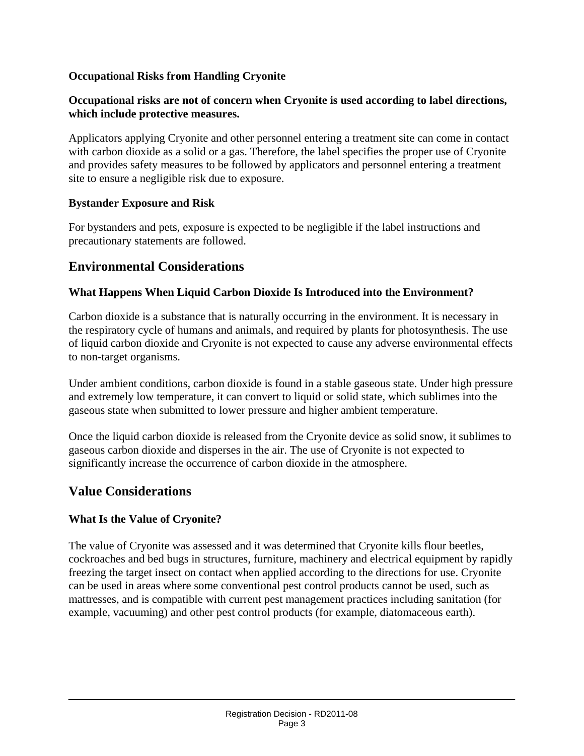### Occupational Risks from Handling Cryonite

**Occupational risks are not of concern when Cryonite is used according to label directions, which include protective measures.**

Applicators applying Cryonite and other personnel entering a treatment site can come in contact with carbon dioxide as a solid or a gas. Therefore, the label specifies the proper use of Cryonite and provides safety measures to be followed by applicators and personnel entering a treatment site to ensure a negligible risk due to exposure.

### Bystander Exposure and Risk

For bystanders and pets, exposure is expected to be negligible if the label instructions and precautionary statements are followed.

## Environmental Considerations

### What Happens When Liquid Carbon Dioxide Is Introduced into the Environment?

Carbon dioxide is a substance that is naturally occurring in the environment. It is necessary in the respiratory cycle of humans and animals, and required by plants for photosynthesis. The use of liquid carbon dioxide and Cryonite is not expected to cause any adverse environmental effects to non-target organisms.

Under ambient conditions, carbon dioxide is found in a stable gaseous state. Under high pressure and extremely low temperature, it can convert to liquid or solid state, which sublimes into the gaseous state when submitted to lower pressure and higher ambient temperature.

Once the liquid carbon dioxide is released from the Cryonite device as solid snow, it sublimes to gaseous carbon dioxide and disperses in the air. The use of Cryonite is not expected to significantly increase the occurrence of carbon dioxide in the atmosphere.

## Value Considerations

### What Is the Value of Cryonite?

The value of Cryonite was assessed and it was determined that Cryonite kills flour beetles, cockroaches and bed bugs in structures, furniture, machinery and electrical equipment by rapidly freezing the target insect on contact when applied according to the directions for use. Cryonite can be used in areas where some conventional pest control products cannot be used, such as mattresses, and is compatible with current pest management practices including sanitation (for example, vacuuming) and other pest control products (for example, diatomaceous earth).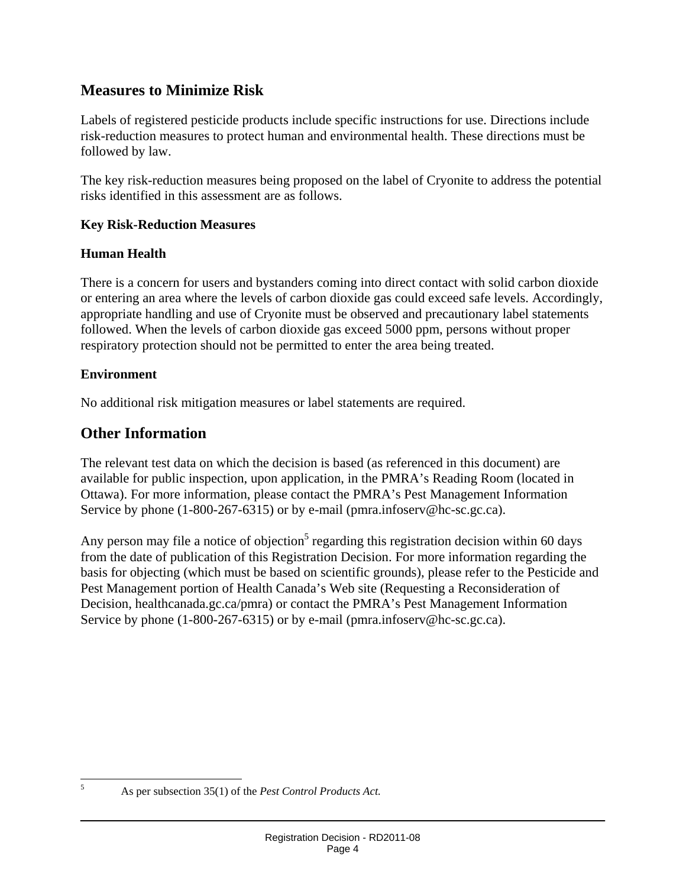## Measures to Minimize Risk

Labels of registered pesticide products include specific instructions for use. Directions include risk-reduction measures to protect human and environmental health. These directions must be followed by law.

The key risk-reduction measures being proposed on the label of Cryonite to address the potential risks identified in this assessment are as follows.

### Key Risk-Reduction Measures

#### Human Health

There is a concern for users and bystanders coming into direct contact with solid carbon dioxide or entering an area where the levels of carbon dioxide gas could exceed safe levels. Accordingly, appropriate handling and use of Cryonite must be observed and precautionary label statements followed. When the levels of carbon dioxide gas exceed 5000 ppm, persons without proper respiratory protection should not be permitted to enter the area being treated.

#### Environment

No additional risk mitigation measures or label statements are required.

## Other Information

The relevant test data on which the decision is based (as referenced in this document) are available for public inspection, upon application, in the PMRA's Reading Room (located in Ottawa). For more information, please contact the PMRA's Pest Management Information Service by phone (1-800-267-6315) or by e-mail (pmra.infoserv@hc-sc.gc.ca).

Any person may file a notice of objection[5] regarding this registration decision within 60 days from the date of publication of this Registration Decision. For more information regarding the basis for objecting (which must be based on scientific grounds), please refer to the Pesticide and Pest Management portion of Health Canada's Web site (Requesting a Reconsideration of Decision, healthcanada.gc.ca/pmra) or contact the PMRA's Pest Management Information Service by phone (1-800-267-6315) or by e-mail (pmra.infoserv@hc-sc.gc.ca).

---

[5] As per subsection 35(1) of the *Pest Control Products Act.*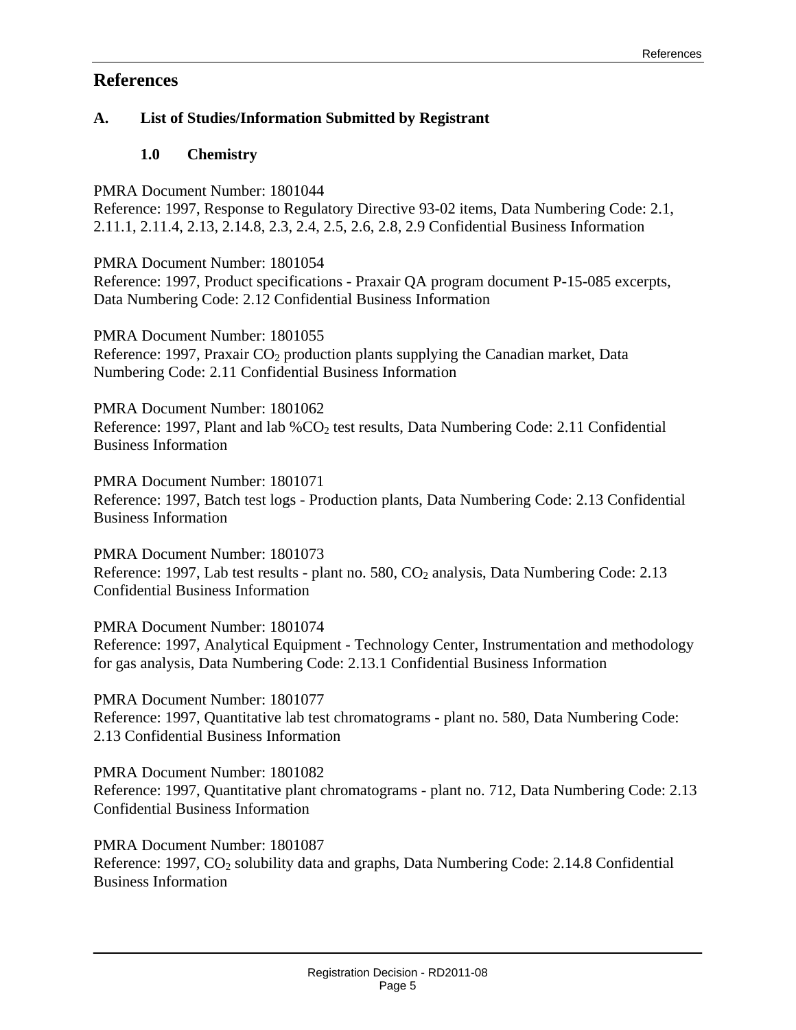# References

## A. List of Studies/Information Submitted by Registrant

### 1.0 Chemistry

PMRA Document Number: 1801044
Reference: 1997, Response to Regulatory Directive 93-02 items, Data Numbering Code: 2.1, 2.11.1, 2.11.4, 2.13, 2.14.8, 2.3, 2.4, 2.5, 2.6, 2.8, 2.9 Confidential Business Information

PMRA Document Number: 1801054
Reference: 1997, Product specifications - Praxair QA program document P-15-085 excerpts, Data Numbering Code: 2.12 Confidential Business Information

PMRA Document Number: 1801055
Reference: 1997, Praxair $CO_2$ production plants supplying the Canadian market, Data Numbering Code: 2.11 Confidential Business Information

PMRA Document Number: 1801062
Reference: 1997, Plant and lab %$CO_2$ test results, Data Numbering Code: 2.11 Confidential Business Information

PMRA Document Number: 1801071
Reference: 1997, Batch test logs - Production plants, Data Numbering Code: 2.13 Confidential Business Information

PMRA Document Number: 1801073
Reference: 1997, Lab test results - plant no. 580, $CO_2$ analysis, Data Numbering Code: 2.13 Confidential Business Information

PMRA Document Number: 1801074
Reference: 1997, Analytical Equipment - Technology Center, Instrumentation and methodology for gas analysis, Data Numbering Code: 2.13.1 Confidential Business Information

PMRA Document Number: 1801077
Reference: 1997, Quantitative lab test chromatograms - plant no. 580, Data Numbering Code: 2.13 Confidential Business Information

PMRA Document Number: 1801082
Reference: 1997, Quantitative plant chromatograms - plant no. 712, Data Numbering Code: 2.13 Confidential Business Information

PMRA Document Number: 1801087
Reference: 1997, $CO_2$ solubility data and graphs, Data Numbering Code: 2.14.8 Confidential Business Information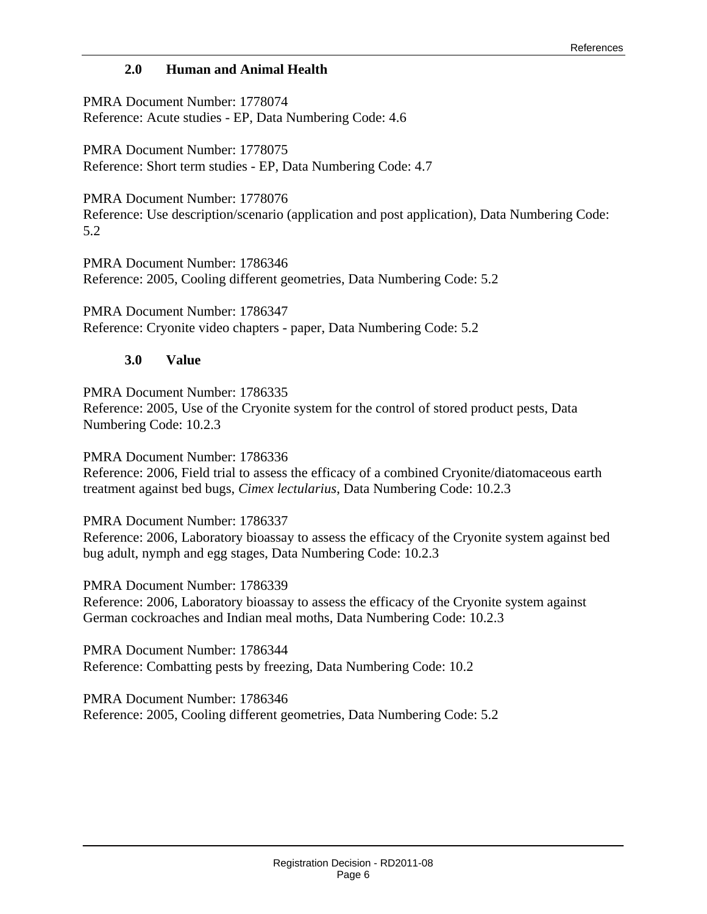## 2.0 Human and Animal Health

PMRA Document Number: 1778074
Reference: Acute studies - EP, Data Numbering Code: 4.6

PMRA Document Number: 1778075
Reference: Short term studies - EP, Data Numbering Code: 4.7

PMRA Document Number: 1778076
Reference: Use description/scenario (application and post application), Data Numbering Code: 5.2

PMRA Document Number: 1786346
Reference: 2005, Cooling different geometries, Data Numbering Code: 5.2

PMRA Document Number: 1786347
Reference: Cryonite video chapters - paper, Data Numbering Code: 5.2

## 3.0 Value

PMRA Document Number: 1786335
Reference: 2005, Use of the Cryonite system for the control of stored product pests, Data Numbering Code: 10.2.3

PMRA Document Number: 1786336
Reference: 2006, Field trial to assess the efficacy of a combined Cryonite/diatomaceous earth treatment against bed bugs, *Cimex lectularius*, Data Numbering Code: 10.2.3

PMRA Document Number: 1786337
Reference: 2006, Laboratory bioassay to assess the efficacy of the Cryonite system against bed bug adult, nymph and egg stages, Data Numbering Code: 10.2.3

PMRA Document Number: 1786339
Reference: 2006, Laboratory bioassay to assess the efficacy of the Cryonite system against German cockroaches and Indian meal moths, Data Numbering Code: 10.2.3

PMRA Document Number: 1786344
Reference: Combatting pests by freezing, Data Numbering Code: 10.2

PMRA Document Number: 1786346
Reference: 2005, Cooling different geometries, Data Numbering Code: 5.2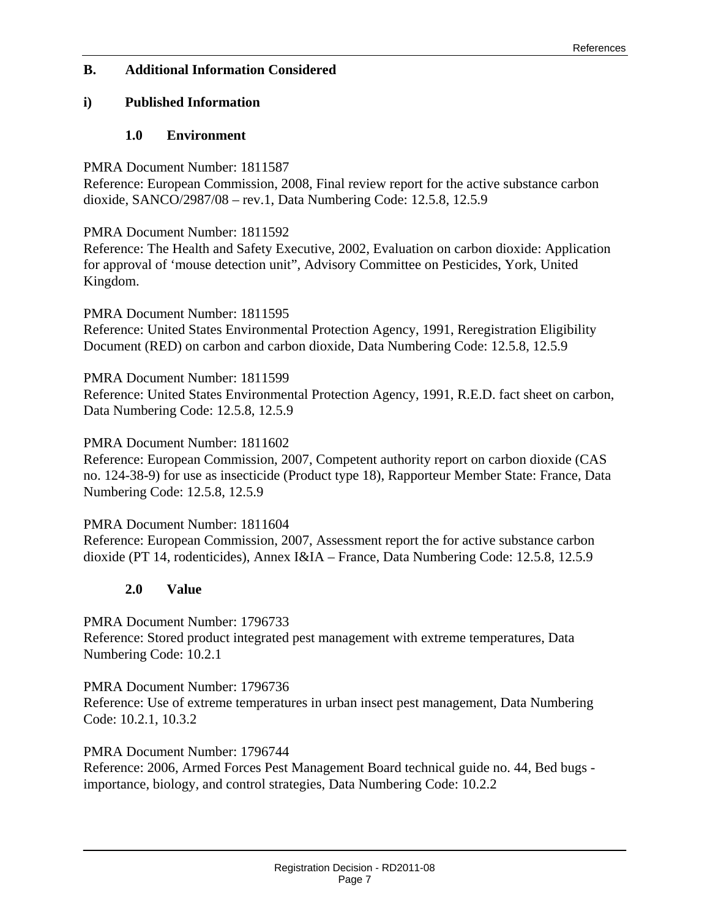## B. Additional Information Considered

### i) Published Information

#### 1.0 Environment

PMRA Document Number: 1811587
Reference: European Commission, 2008, Final review report for the active substance carbon dioxide, SANCO/2987/08 – rev.1, Data Numbering Code: 12.5.8, 12.5.9

PMRA Document Number: 1811592
Reference: The Health and Safety Executive, 2002, Evaluation on carbon dioxide: Application for approval of 'mouse detection unit", Advisory Committee on Pesticides, York, United Kingdom.

PMRA Document Number: 1811595
Reference: United States Environmental Protection Agency, 1991, Reregistration Eligibility Document (RED) on carbon and carbon dioxide, Data Numbering Code: 12.5.8, 12.5.9

PMRA Document Number: 1811599
Reference: United States Environmental Protection Agency, 1991, R.E.D. fact sheet on carbon, Data Numbering Code: 12.5.8, 12.5.9

PMRA Document Number: 1811602
Reference: European Commission, 2007, Competent authority report on carbon dioxide (CAS no. 124-38-9) for use as insecticide (Product type 18), Rapporteur Member State: France, Data Numbering Code: 12.5.8, 12.5.9

PMRA Document Number: 1811604
Reference: European Commission, 2007, Assessment report the for active substance carbon dioxide (PT 14, rodenticides), Annex I&IA – France, Data Numbering Code: 12.5.8, 12.5.9

#### 2.0 Value

PMRA Document Number: 1796733
Reference: Stored product integrated pest management with extreme temperatures, Data Numbering Code: 10.2.1

PMRA Document Number: 1796736
Reference: Use of extreme temperatures in urban insect pest management, Data Numbering Code: 10.2.1, 10.3.2

PMRA Document Number: 1796744
Reference: 2006, Armed Forces Pest Management Board technical guide no. 44, Bed bugs - importance, biology, and control strategies, Data Numbering Code: 10.2.2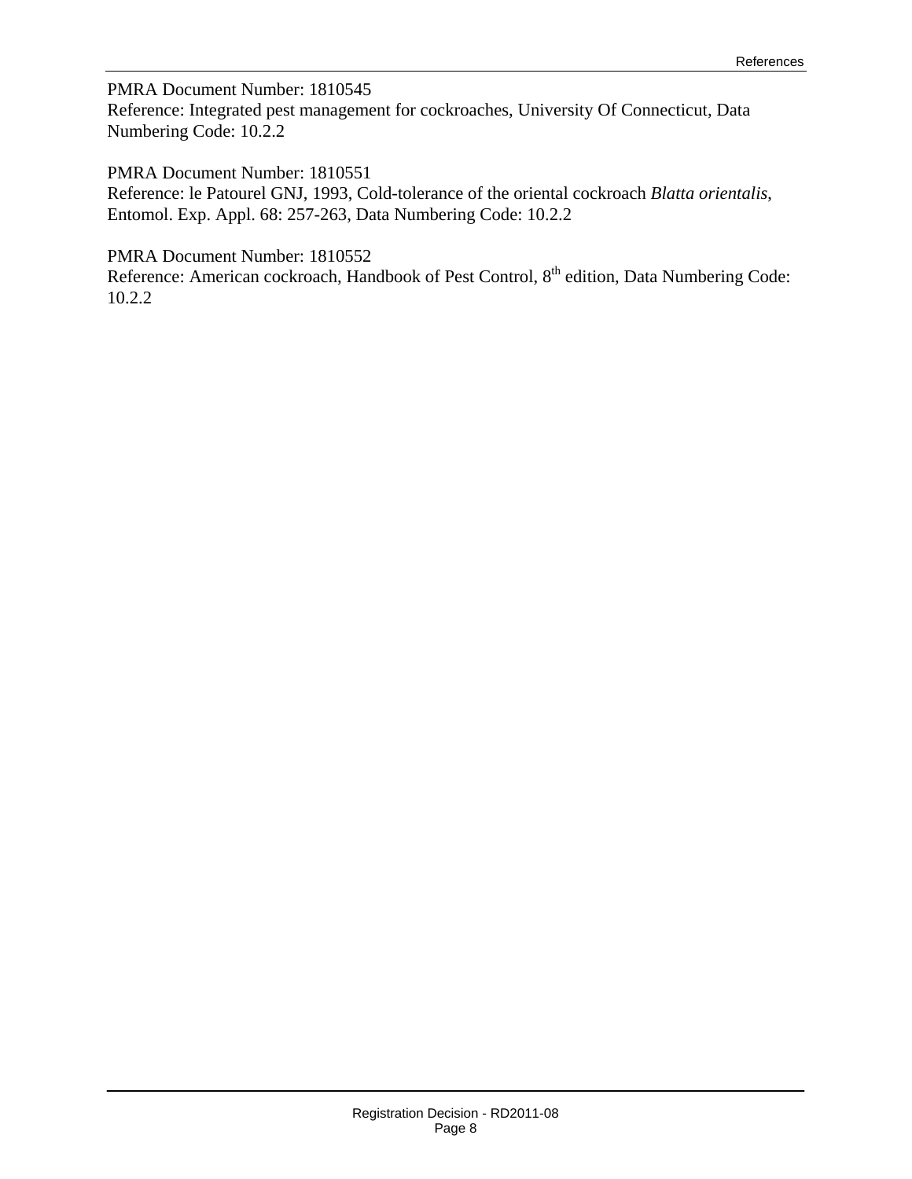PMRA Document Number: 1810545
Reference: Integrated pest management for cockroaches, University Of Connecticut, Data Numbering Code: 10.2.2

PMRA Document Number: 1810551
Reference: le Patourel GNJ, 1993, Cold-tolerance of the oriental cockroach *Blatta orientalis*, Entomol. Exp. Appl. 68: 257-263, Data Numbering Code: 10.2.2

PMRA Document Number: 1810552
Reference: American cockroach, Handbook of Pest Control, 8th edition, Data Numbering Code: 10.2.2